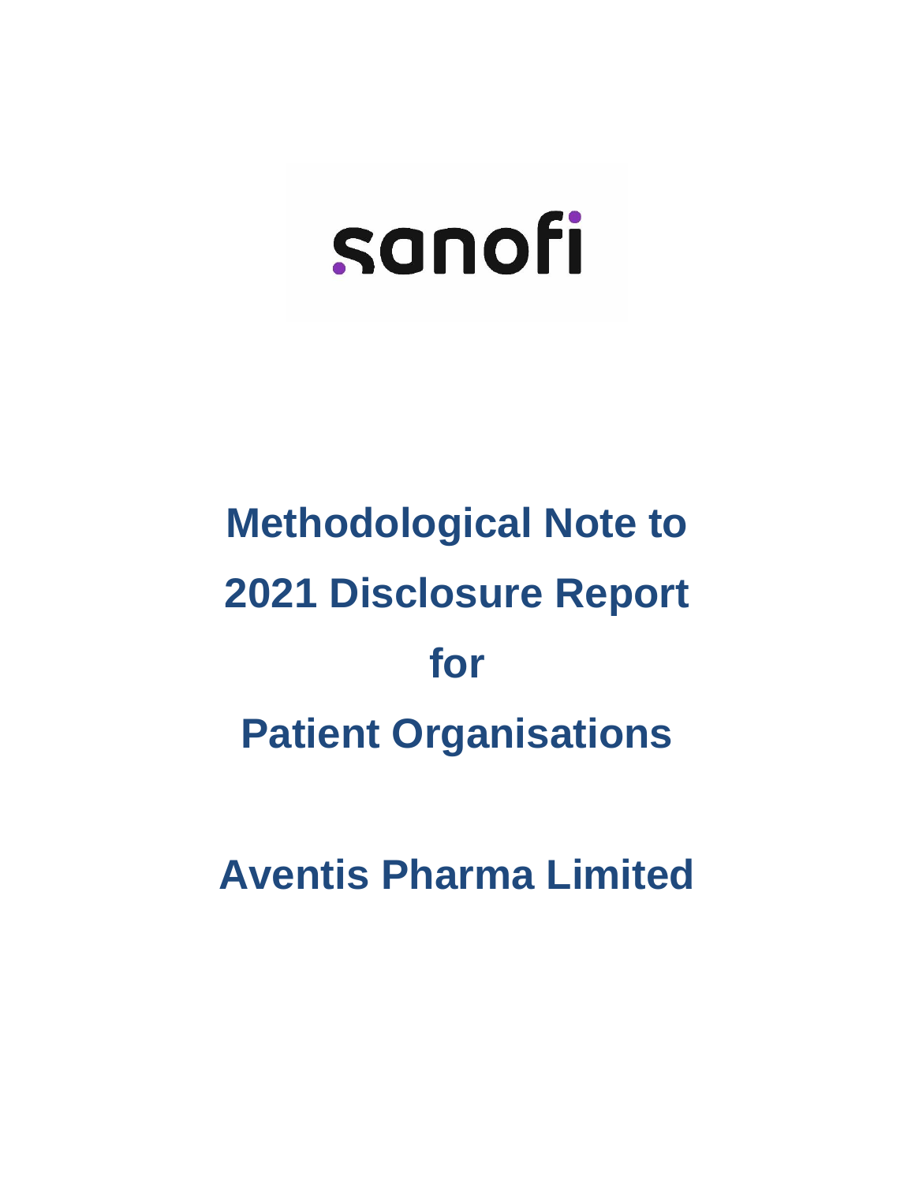sanofi

# Methodological Note to 2021 Disclosure Report for Patient Organisations

# Aventis Pharma Limited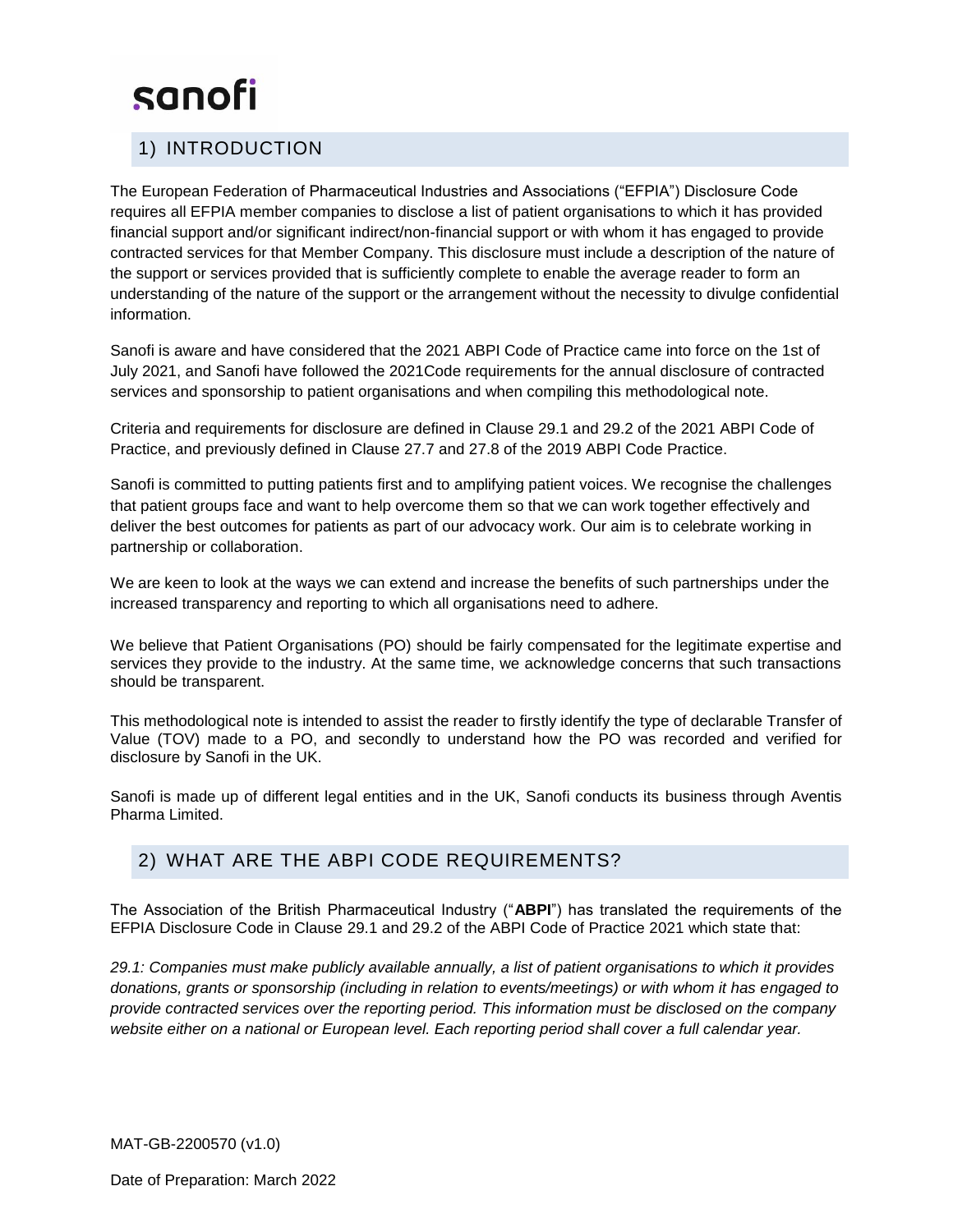sanofi

## 1) INTRODUCTION

The European Federation of Pharmaceutical Industries and Associations ("EFPIA") Disclosure Code requires all EFPIA member companies to disclose a list of patient organisations to which it has provided financial support and/or significant indirect/non-financial support or with whom it has engaged to provide contracted services for that Member Company. This disclosure must include a description of the nature of the support or services provided that is sufficiently complete to enable the average reader to form an understanding of the nature of the support or the arrangement without the necessity to divulge confidential information.

Sanofi is aware and have considered that the 2021 ABPI Code of Practice came into force on the 1st of July 2021, and Sanofi have followed the 2021Code requirements for the annual disclosure of contracted services and sponsorship to patient organisations and when compiling this methodological note.

Criteria and requirements for disclosure are defined in Clause 29.1 and 29.2 of the 2021 ABPI Code of Practice, and previously defined in Clause 27.7 and 27.8 of the 2019 ABPI Code Practice.

Sanofi is committed to putting patients first and to amplifying patient voices. We recognise the challenges that patient groups face and want to help overcome them so that we can work together effectively and deliver the best outcomes for patients as part of our advocacy work. Our aim is to celebrate working in partnership or collaboration.

We are keen to look at the ways we can extend and increase the benefits of such partnerships under the increased transparency and reporting to which all organisations need to adhere.

We believe that Patient Organisations (PO) should be fairly compensated for the legitimate expertise and services they provide to the industry. At the same time, we acknowledge concerns that such transactions should be transparent.

This methodological note is intended to assist the reader to firstly identify the type of declarable Transfer of Value (TOV) made to a PO, and secondly to understand how the PO was recorded and verified for disclosure by Sanofi in the UK.

Sanofi is made up of different legal entities and in the UK, Sanofi conducts its business through Aventis Pharma Limited.

## 2) WHAT ARE THE ABPI CODE REQUIREMENTS?

The Association of the British Pharmaceutical Industry ("**ABPI**") has translated the requirements of the EFPIA Disclosure Code in Clause 29.1 and 29.2 of the ABPI Code of Practice 2021 which state that:

*29.1: Companies must make publicly available annually, a list of patient organisations to which it provides donations, grants or sponsorship (including in relation to events/meetings) or with whom it has engaged to provide contracted services over the reporting period. This information must be disclosed on the company website either on a national or European level. Each reporting period shall cover a full calendar year.*

MAT-GB-2200570 (v1.0)

Date of Preparation: March 2022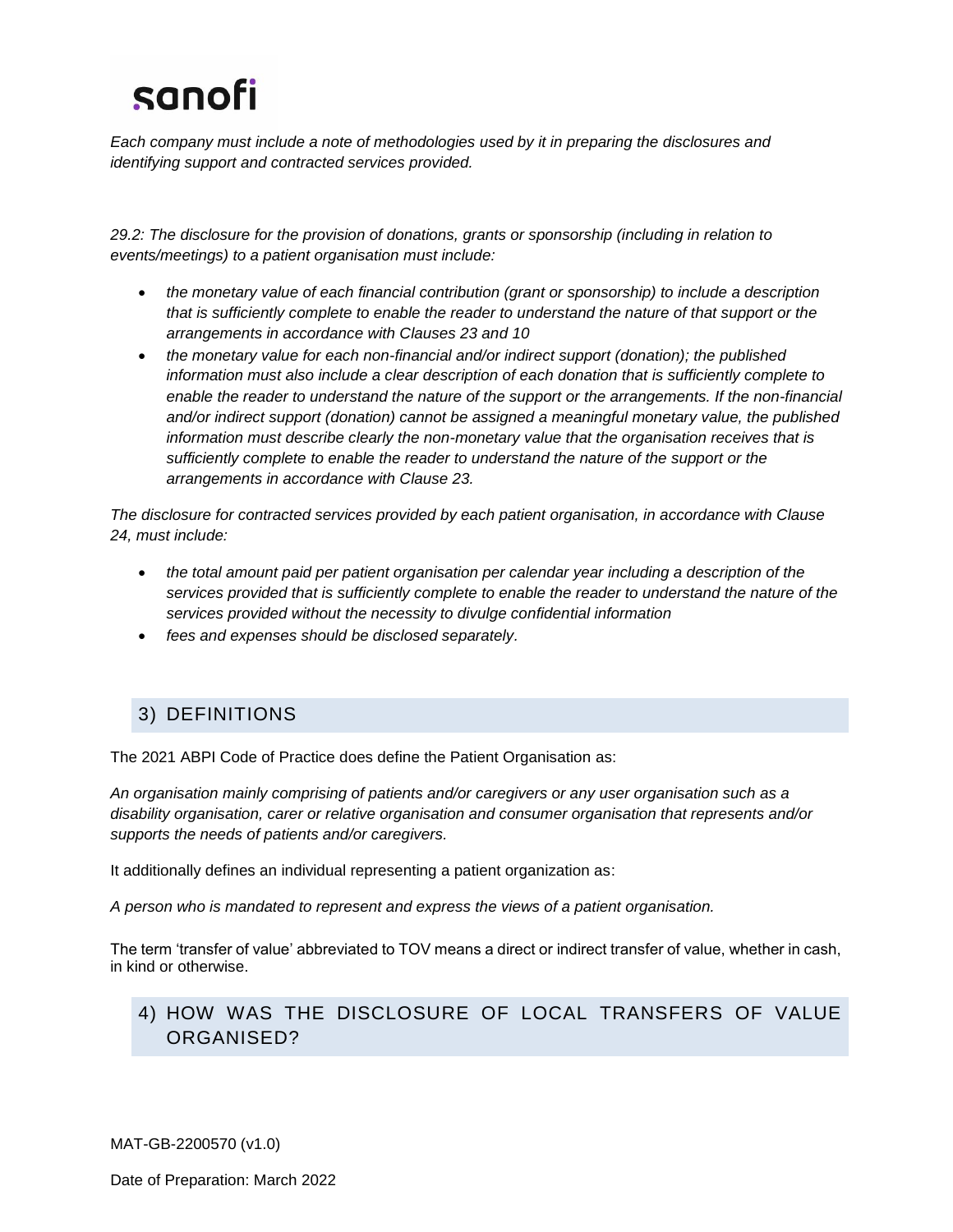*Each company must include a note of methodologies used by it in preparing the disclosures and identifying support and contracted services provided.*

*29.2: The disclosure for the provision of donations, grants or sponsorship (including in relation to events/meetings) to a patient organisation must include:*

- *the monetary value of each financial contribution (grant or sponsorship) to include a description that is sufficiently complete to enable the reader to understand the nature of that support or the arrangements in accordance with Clauses 23 and 10*
- *the monetary value for each non-financial and/or indirect support (donation); the published information must also include a clear description of each donation that is sufficiently complete to enable the reader to understand the nature of the support or the arrangements. If the non-financial and/or indirect support (donation) cannot be assigned a meaningful monetary value, the published information must describe clearly the non-monetary value that the organisation receives that is sufficiently complete to enable the reader to understand the nature of the support or the arrangements in accordance with Clause 23.*

*The disclosure for contracted services provided by each patient organisation, in accordance with Clause 24, must include:*

- *the total amount paid per patient organisation per calendar year including a description of the services provided that is sufficiently complete to enable the reader to understand the nature of the services provided without the necessity to divulge confidential information*
- *fees and expenses should be disclosed separately.*

## 3) DEFINITIONS

The 2021 ABPI Code of Practice does define the Patient Organisation as:

*An organisation mainly comprising of patients and/or caregivers or any user organisation such as a disability organisation, carer or relative organisation and consumer organisation that represents and/or supports the needs of patients and/or caregivers.*

It additionally defines an individual representing a patient organization as:

*A person who is mandated to represent and express the views of a patient organisation.*

The term 'transfer of value' abbreviated to TOV means a direct or indirect transfer of value, whether in cash, in kind or otherwise.

## 4) HOW WAS THE DISCLOSURE OF LOCAL TRANSFERS OF VALUE ORGANISED?

MAT-GB-2200570 (v1.0)

Date of Preparation: March 2022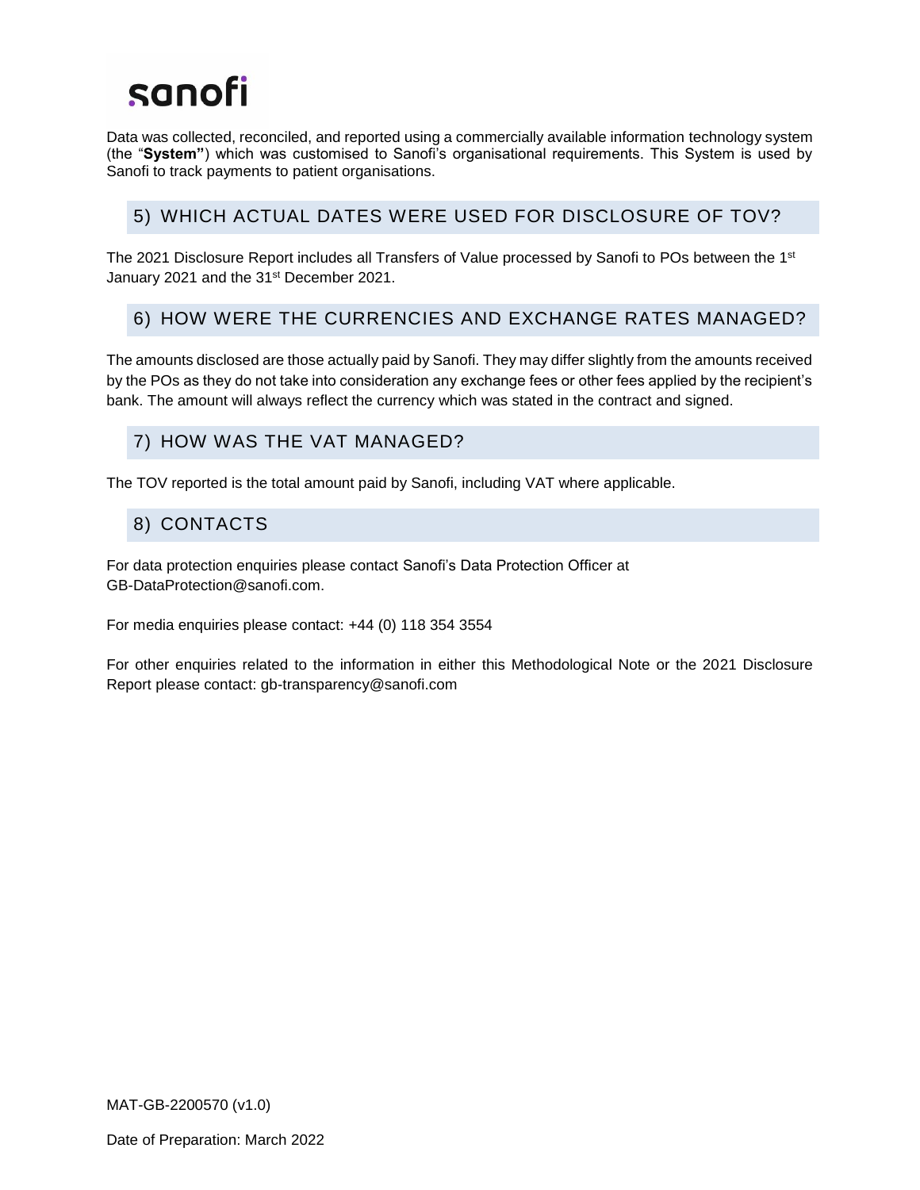sanofi

Data was collected, reconciled, and reported using a commercially available information technology system (the "**System"**) which was customised to Sanofi's organisational requirements. This System is used by Sanofi to track payments to patient organisations.

## 5) WHICH ACTUAL DATES WERE USED FOR DISCLOSURE OF TOV?

The 2021 Disclosure Report includes all Transfers of Value processed by Sanofi to POs between the 1st January 2021 and the 31st December 2021.

## 6) HOW WERE THE CURRENCIES AND EXCHANGE RATES MANAGED?

The amounts disclosed are those actually paid by Sanofi. They may differ slightly from the amounts received by the POs as they do not take into consideration any exchange fees or other fees applied by the recipient's bank. The amount will always reflect the currency which was stated in the contract and signed.

## 7) HOW WAS THE VAT MANAGED?

The TOV reported is the total amount paid by Sanofi, including VAT where applicable.

## 8) CONTACTS

For data protection enquiries please contact Sanofi's Data Protection Officer at GB-DataProtection@sanofi.com.

For media enquiries please contact: +44 (0) 118 354 3554

For other enquiries related to the information in either this Methodological Note or the 2021 Disclosure Report please contact: gb-transparency@sanofi.com

MAT-GB-2200570 (v1.0)

Date of Preparation: March 2022